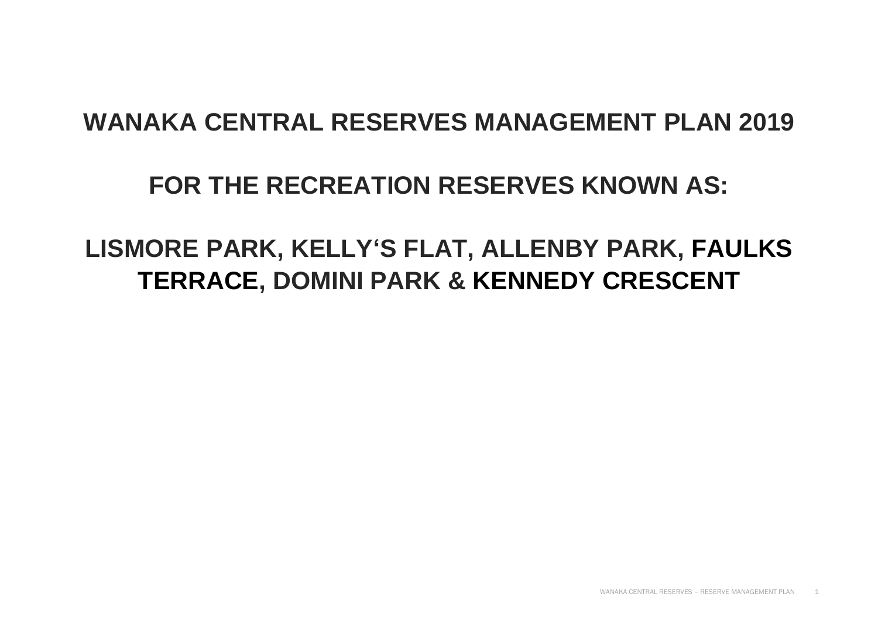# WANAKA CENTRAL RESERVES MANAGEMENT PLAN 2019

## FOR THE RECREATION RESERVES KNOWN AS:

## LISMORE PARK, KELLY'S FLAT, ALLENBY PARK, FAULKS TERRACE, DOMINI PARK & KENNEDY CRESCENT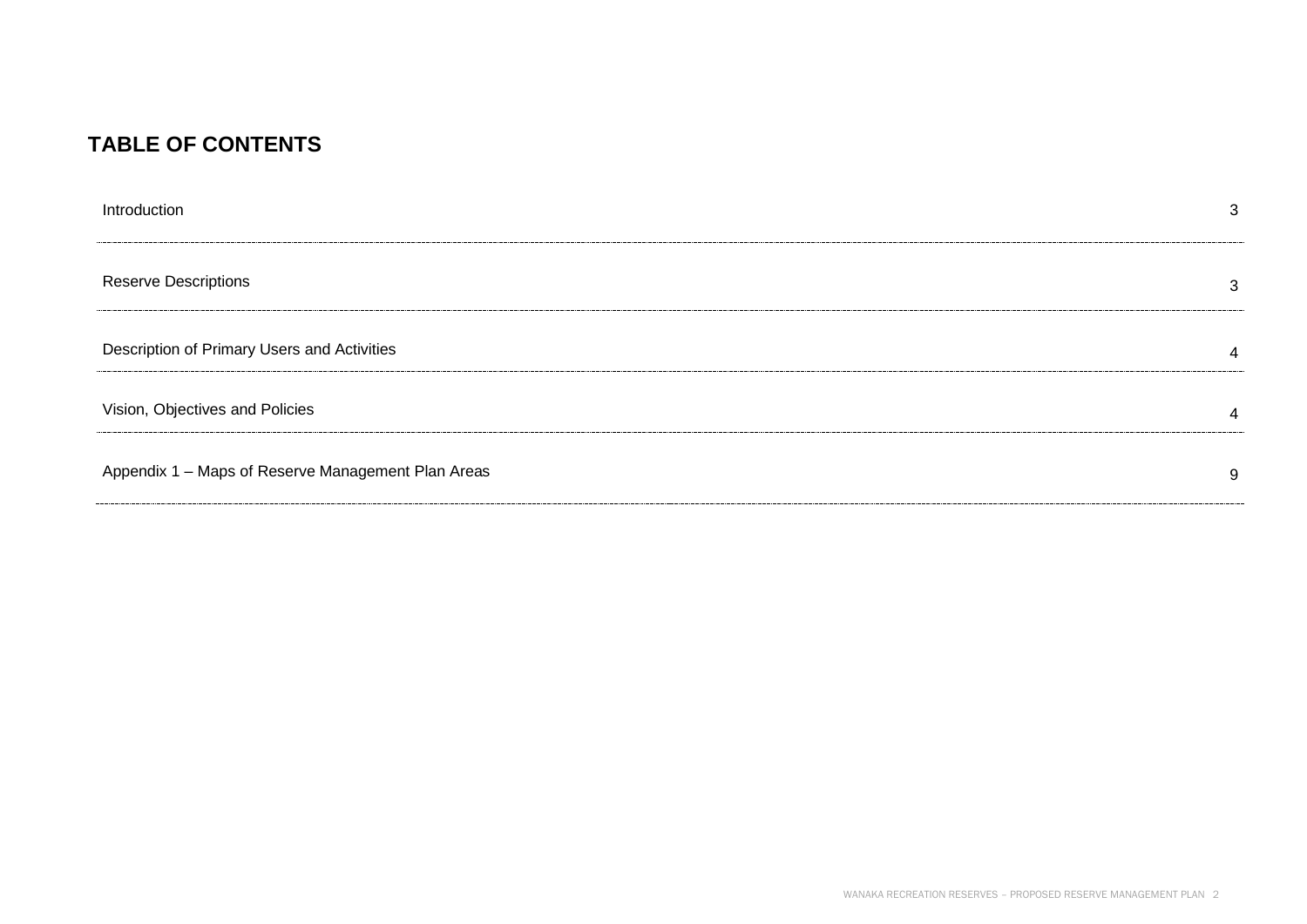## TABLE OF CONTENTS

| | |
|---|---|
| Introduction | 3 |
| Reserve Descriptions | 3 |
| Description of Primary Users and Activities | 4 |
| Vision, Objectives and Policies | 4 |
| Appendix 1 – Maps of Reserve Management Plan Areas | 9 |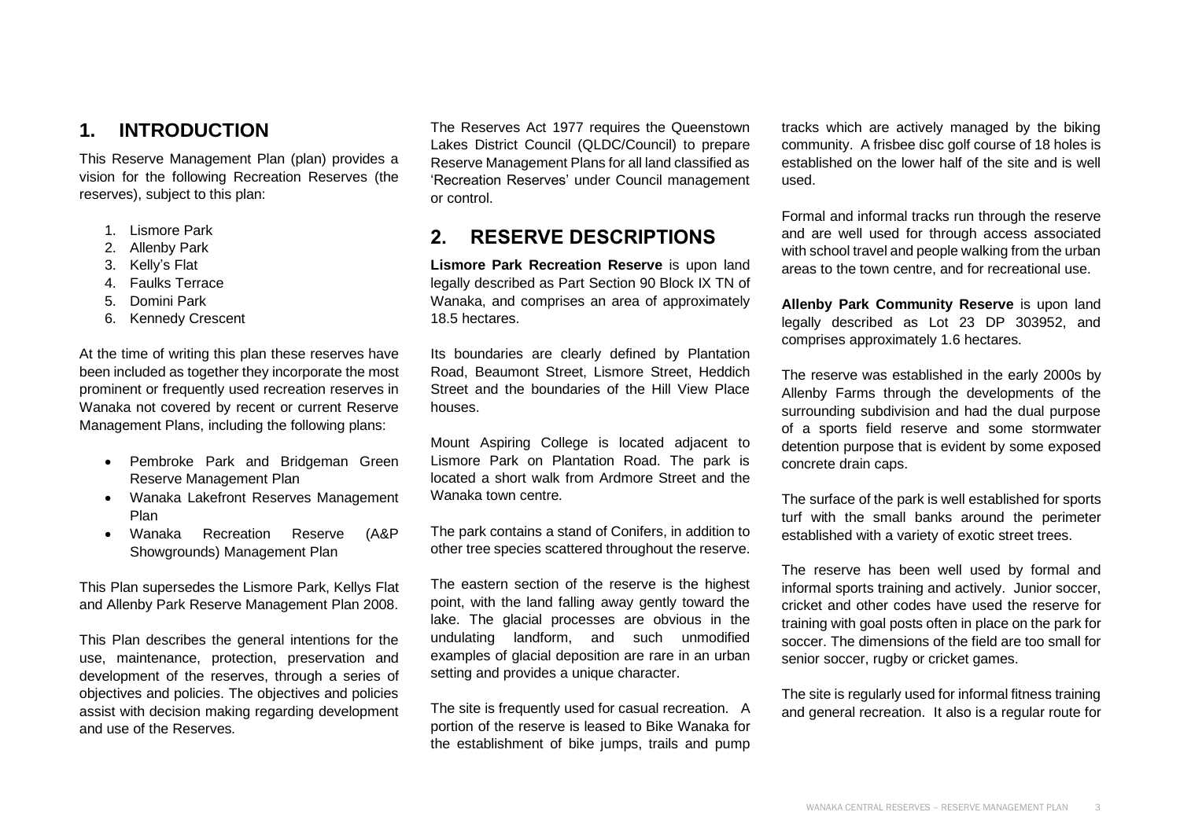## 1. INTRODUCTION

This Reserve Management Plan (plan) provides a vision for the following Recreation Reserves (the reserves), subject to this plan:

1. Lismore Park
2. Allenby Park
3. Kelly's Flat
4. Faulks Terrace
5. Domini Park
6. Kennedy Crescent

At the time of writing this plan these reserves have been included as together they incorporate the most prominent or frequently used recreation reserves in Wanaka not covered by recent or current Reserve Management Plans, including the following plans:

- Pembroke Park and Bridgeman Green Reserve Management Plan
- Wanaka Lakefront Reserves Management Plan
- Wanaka Recreation Reserve (A&P Showgrounds) Management Plan

This Plan supersedes the Lismore Park, Kellys Flat and Allenby Park Reserve Management Plan 2008.

This Plan describes the general intentions for the use, maintenance, protection, preservation and development of the reserves, through a series of objectives and policies. The objectives and policies assist with decision making regarding development and use of the Reserves.

The Reserves Act 1977 requires the Queenstown Lakes District Council (QLDC/Council) to prepare Reserve Management Plans for all land classified as 'Recreation Reserves' under Council management or control.

## 2. RESERVE DESCRIPTIONS

**Lismore Park Recreation Reserve** is upon land legally described as Part Section 90 Block IX TN of Wanaka, and comprises an area of approximately 18.5 hectares.

Its boundaries are clearly defined by Plantation Road, Beaumont Street, Lismore Street, Heddich Street and the boundaries of the Hill View Place houses.

Mount Aspiring College is located adjacent to Lismore Park on Plantation Road. The park is located a short walk from Ardmore Street and the Wanaka town centre.

The park contains a stand of Conifers, in addition to other tree species scattered throughout the reserve.

The eastern section of the reserve is the highest point, with the land falling away gently toward the lake. The glacial processes are obvious in the undulating landform, and such unmodified examples of glacial deposition are rare in an urban setting and provides a unique character.

The site is frequently used for casual recreation. A portion of the reserve is leased to Bike Wanaka for the establishment of bike jumps, trails and pump tracks which are actively managed by the biking community. A frisbee disc golf course of 18 holes is established on the lower half of the site and is well used.

Formal and informal tracks run through the reserve and are well used for through access associated with school travel and people walking from the urban areas to the town centre, and for recreational use.

**Allenby Park Community Reserve** is upon land legally described as Lot 23 DP 303952, and comprises approximately 1.6 hectares.

The reserve was established in the early 2000s by Allenby Farms through the developments of the surrounding subdivision and had the dual purpose of a sports field reserve and some stormwater detention purpose that is evident by some exposed concrete drain caps.

The surface of the park is well established for sports turf with the small banks around the perimeter established with a variety of exotic street trees.

The reserve has been well used by formal and informal sports training and actively. Junior soccer, cricket and other codes have used the reserve for training with goal posts often in place on the park for soccer. The dimensions of the field are too small for senior soccer, rugby or cricket games.

The site is regularly used for informal fitness training and general recreation. It also is a regular route for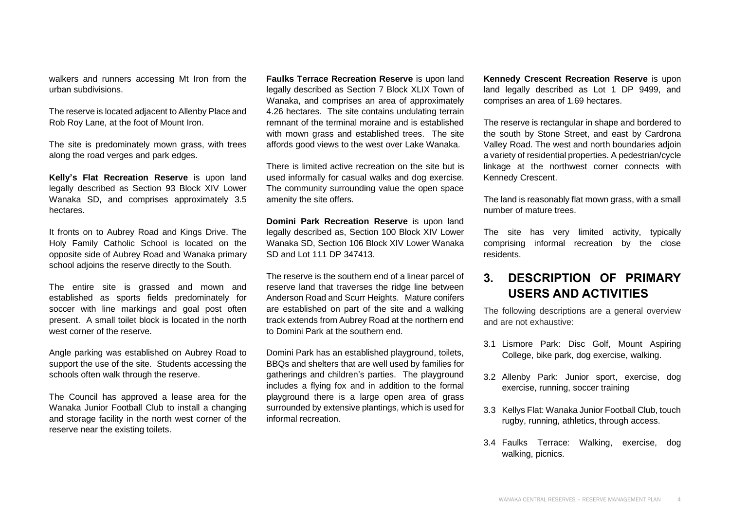walkers and runners accessing Mt Iron from the urban subdivisions.

The reserve is located adjacent to Allenby Place and Rob Roy Lane, at the foot of Mount Iron.

The site is predominately mown grass, with trees along the road verges and park edges.

**Kelly's Flat Recreation Reserve** is upon land legally described as Section 93 Block XIV Lower Wanaka SD, and comprises approximately 3.5 hectares.

It fronts on to Aubrey Road and Kings Drive. The Holy Family Catholic School is located on the opposite side of Aubrey Road and Wanaka primary school adjoins the reserve directly to the South.

The entire site is grassed and mown and established as sports fields predominately for soccer with line markings and goal post often present. A small toilet block is located in the north west corner of the reserve.

Angle parking was established on Aubrey Road to support the use of the site. Students accessing the schools often walk through the reserve.

The Council has approved a lease area for the Wanaka Junior Football Club to install a changing and storage facility in the north west corner of the reserve near the existing toilets.

**Faulks Terrace Recreation Reserve** is upon land legally described as Section 7 Block XLIX Town of Wanaka, and comprises an area of approximately 4.26 hectares. The site contains undulating terrain remnant of the terminal moraine and is established with mown grass and established trees. The site affords good views to the west over Lake Wanaka.

There is limited active recreation on the site but is used informally for casual walks and dog exercise. The community surrounding value the open space amenity the site offers.

**Domini Park Recreation Reserve** is upon land legally described as, Section 100 Block XIV Lower Wanaka SD, Section 106 Block XIV Lower Wanaka SD and Lot 111 DP 347413.

The reserve is the southern end of a linear parcel of reserve land that traverses the ridge line between Anderson Road and Scurr Heights. Mature conifers are established on part of the site and a walking track extends from Aubrey Road at the northern end to Domini Park at the southern end.

Domini Park has an established playground, toilets, BBQs and shelters that are well used by families for gatherings and children's parties. The playground includes a flying fox and in addition to the formal playground there is a large open area of grass surrounded by extensive plantings, which is used for informal recreation.

**Kennedy Crescent Recreation Reserve** is upon land legally described as Lot 1 DP 9499, and comprises an area of 1.69 hectares.

The reserve is rectangular in shape and bordered to the south by Stone Street, and east by Cardrona Valley Road. The west and north boundaries adjoin a variety of residential properties. A pedestrian/cycle linkage at the northwest corner connects with Kennedy Crescent.

The land is reasonably flat mown grass, with a small number of mature trees.

The site has very limited activity, typically comprising informal recreation by the close residents.

## 3. DESCRIPTION OF PRIMARY USERS AND ACTIVITIES

The following descriptions are a general overview and are not exhaustive:

3.1 Lismore Park: Disc Golf, Mount Aspiring College, bike park, dog exercise, walking.

3.2 Allenby Park: Junior sport, exercise, dog exercise, running, soccer training

3.3 Kellys Flat: Wanaka Junior Football Club, touch rugby, running, athletics, through access.

3.4 Faulks Terrace: Walking, exercise, dog walking, picnics.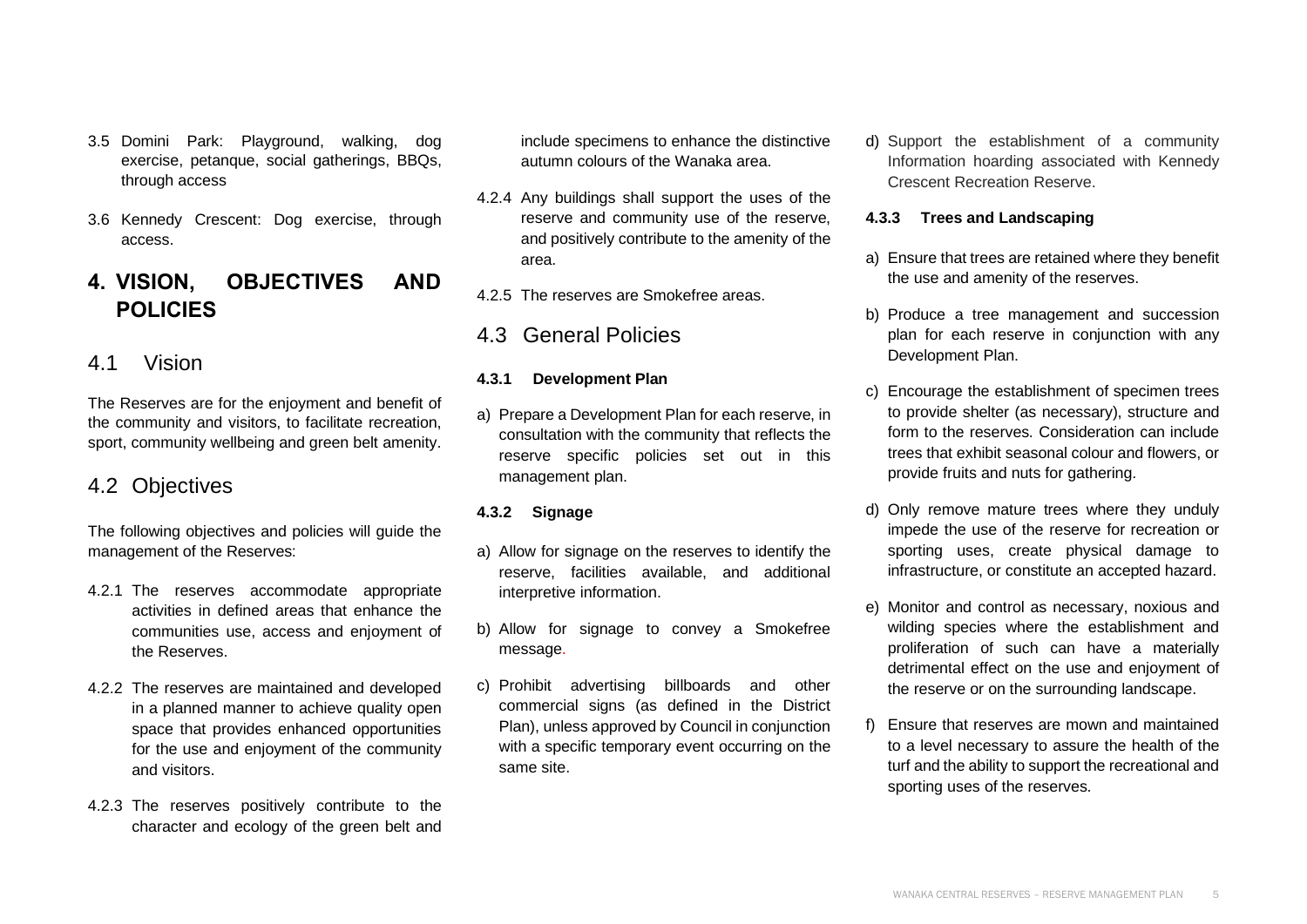3.5 Domini Park: Playground, walking, dog exercise, petanque, social gatherings, BBQs, through access

3.6 Kennedy Crescent: Dog exercise, through access.

# 4. VISION, OBJECTIVES AND POLICIES

## 4.1 Vision

The Reserves are for the enjoyment and benefit of the community and visitors, to facilitate recreation, sport, community wellbeing and green belt amenity.

## 4.2 Objectives

The following objectives and policies will guide the management of the Reserves:

4.2.1 The reserves accommodate appropriate activities in defined areas that enhance the communities use, access and enjoyment of the Reserves.

4.2.2 The reserves are maintained and developed in a planned manner to achieve quality open space that provides enhanced opportunities for the use and enjoyment of the community and visitors.

4.2.3 The reserves positively contribute to the character and ecology of the green belt and include specimens to enhance the distinctive autumn colours of the Wanaka area.

4.2.4 Any buildings shall support the uses of the reserve and community use of the reserve, and positively contribute to the amenity of the area.

4.2.5 The reserves are Smokefree areas.

## 4.3 General Policies

### 4.3.1 Development Plan

a) Prepare a Development Plan for each reserve, in consultation with the community that reflects the reserve specific policies set out in this management plan.

### 4.3.2 Signage

a) Allow for signage on the reserves to identify the reserve, facilities available, and additional interpretive information.

b) Allow for signage to convey a Smokefree message.

c) Prohibit advertising billboards and other commercial signs (as defined in the District Plan), unless approved by Council in conjunction with a specific temporary event occurring on the same site.

d) Support the establishment of a community Information hoarding associated with Kennedy Crescent Recreation Reserve.

### 4.3.3 Trees and Landscaping

a) Ensure that trees are retained where they benefit the use and amenity of the reserves.

b) Produce a tree management and succession plan for each reserve in conjunction with any Development Plan.

c) Encourage the establishment of specimen trees to provide shelter (as necessary), structure and form to the reserves. Consideration can include trees that exhibit seasonal colour and flowers, or provide fruits and nuts for gathering.

d) Only remove mature trees where they unduly impede the use of the reserve for recreation or sporting uses, create physical damage to infrastructure, or constitute an accepted hazard.

e) Monitor and control as necessary, noxious and wilding species where the establishment and proliferation of such can have a materially detrimental effect on the use and enjoyment of the reserve or on the surrounding landscape.

f) Ensure that reserves are mown and maintained to a level necessary to assure the health of the turf and the ability to support the recreational and sporting uses of the reserves.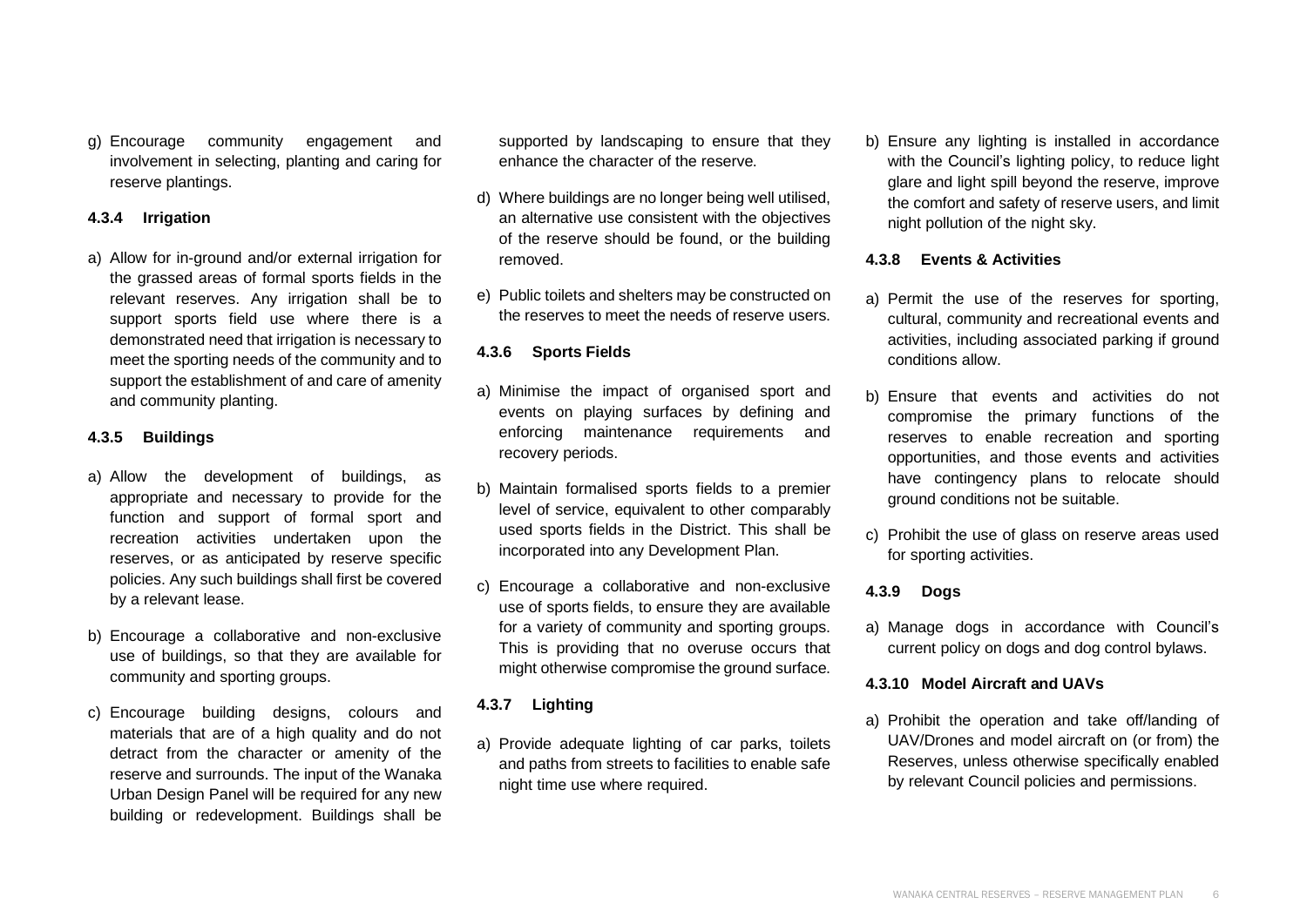g) Encourage community engagement and involvement in selecting, planting and caring for reserve plantings.

#### 4.3.4 Irrigation

a) Allow for in-ground and/or external irrigation for the grassed areas of formal sports fields in the relevant reserves. Any irrigation shall be to support sports field use where there is a demonstrated need that irrigation is necessary to meet the sporting needs of the community and to support the establishment of and care of amenity and community planting.

#### 4.3.5 Buildings

a) Allow the development of buildings, as appropriate and necessary to provide for the function and support of formal sport and recreation activities undertaken upon the reserves, or as anticipated by reserve specific policies. Any such buildings shall first be covered by a relevant lease.

b) Encourage a collaborative and non-exclusive use of buildings, so that they are available for community and sporting groups.

c) Encourage building designs, colours and materials that are of a high quality and do not detract from the character or amenity of the reserve and surrounds. The input of the Wanaka Urban Design Panel will be required for any new building or redevelopment. Buildings shall be supported by landscaping to ensure that they enhance the character of the reserve.

d) Where buildings are no longer being well utilised, an alternative use consistent with the objectives of the reserve should be found, or the building removed.

e) Public toilets and shelters may be constructed on the reserves to meet the needs of reserve users.

#### 4.3.6 Sports Fields

a) Minimise the impact of organised sport and events on playing surfaces by defining and enforcing maintenance requirements and recovery periods.

b) Maintain formalised sports fields to a premier level of service, equivalent to other comparably used sports fields in the District. This shall be incorporated into any Development Plan.

c) Encourage a collaborative and non-exclusive use of sports fields, to ensure they are available for a variety of community and sporting groups. This is providing that no overuse occurs that might otherwise compromise the ground surface.

#### 4.3.7 Lighting

a) Provide adequate lighting of car parks, toilets and paths from streets to facilities to enable safe night time use where required.

b) Ensure any lighting is installed in accordance with the Council's lighting policy, to reduce light glare and light spill beyond the reserve, improve the comfort and safety of reserve users, and limit night pollution of the night sky.

#### 4.3.8 Events & Activities

a) Permit the use of the reserves for sporting, cultural, community and recreational events and activities, including associated parking if ground conditions allow.

b) Ensure that events and activities do not compromise the primary functions of the reserves to enable recreation and sporting opportunities, and those events and activities have contingency plans to relocate should ground conditions not be suitable.

c) Prohibit the use of glass on reserve areas used for sporting activities.

#### 4.3.9 Dogs

a) Manage dogs in accordance with Council's current policy on dogs and dog control bylaws.

#### 4.3.10 Model Aircraft and UAVs

a) Prohibit the operation and take off/landing of UAV/Drones and model aircraft on (or from) the Reserves, unless otherwise specifically enabled by relevant Council policies and permissions.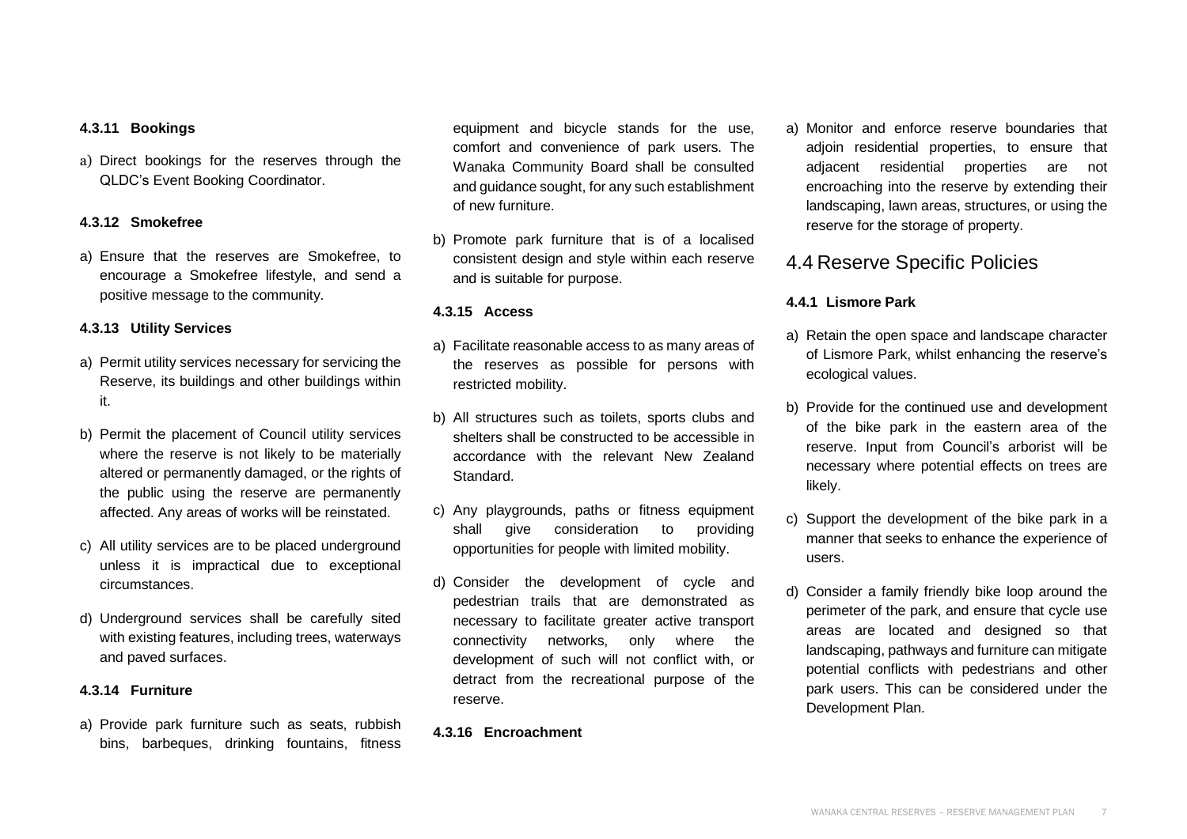#### 4.3.11 Bookings

a) Direct bookings for the reserves through the QLDC's Event Booking Coordinator.

#### 4.3.12 Smokefree

a) Ensure that the reserves are Smokefree, to encourage a Smokefree lifestyle, and send a positive message to the community.

#### 4.3.13 Utility Services

a) Permit utility services necessary for servicing the Reserve, its buildings and other buildings within it.

b) Permit the placement of Council utility services where the reserve is not likely to be materially altered or permanently damaged, or the rights of the public using the reserve are permanently affected. Any areas of works will be reinstated.

c) All utility services are to be placed underground unless it is impractical due to exceptional circumstances.

d) Underground services shall be carefully sited with existing features, including trees, waterways and paved surfaces.

#### 4.3.14 Furniture

a) Provide park furniture such as seats, rubbish bins, barbeques, drinking fountains, fitness equipment and bicycle stands for the use, comfort and convenience of park users. The Wanaka Community Board shall be consulted and guidance sought, for any such establishment of new furniture.

b) Promote park furniture that is of a localised consistent design and style within each reserve and is suitable for purpose.

#### 4.3.15 Access

a) Facilitate reasonable access to as many areas of the reserves as possible for persons with restricted mobility.

b) All structures such as toilets, sports clubs and shelters shall be constructed to be accessible in accordance with the relevant New Zealand Standard.

c) Any playgrounds, paths or fitness equipment shall give consideration to providing opportunities for people with limited mobility.

d) Consider the development of cycle and pedestrian trails that are demonstrated as necessary to facilitate greater active transport connectivity networks, only where the development of such will not conflict with, or detract from the recreational purpose of the reserve.

#### 4.3.16 Encroachment

a) Monitor and enforce reserve boundaries that adjoin residential properties, to ensure that adjacent residential properties are not encroaching into the reserve by extending their landscaping, lawn areas, structures, or using the reserve for the storage of property.

## 4.4 Reserve Specific Policies

#### 4.4.1 Lismore Park

a) Retain the open space and landscape character of Lismore Park, whilst enhancing the reserve's ecological values.

b) Provide for the continued use and development of the bike park in the eastern area of the reserve. Input from Council's arborist will be necessary where potential effects on trees are likely.

c) Support the development of the bike park in a manner that seeks to enhance the experience of users.

d) Consider a family friendly bike loop around the perimeter of the park, and ensure that cycle use areas are located and designed so that landscaping, pathways and furniture can mitigate potential conflicts with pedestrians and other park users. This can be considered under the Development Plan.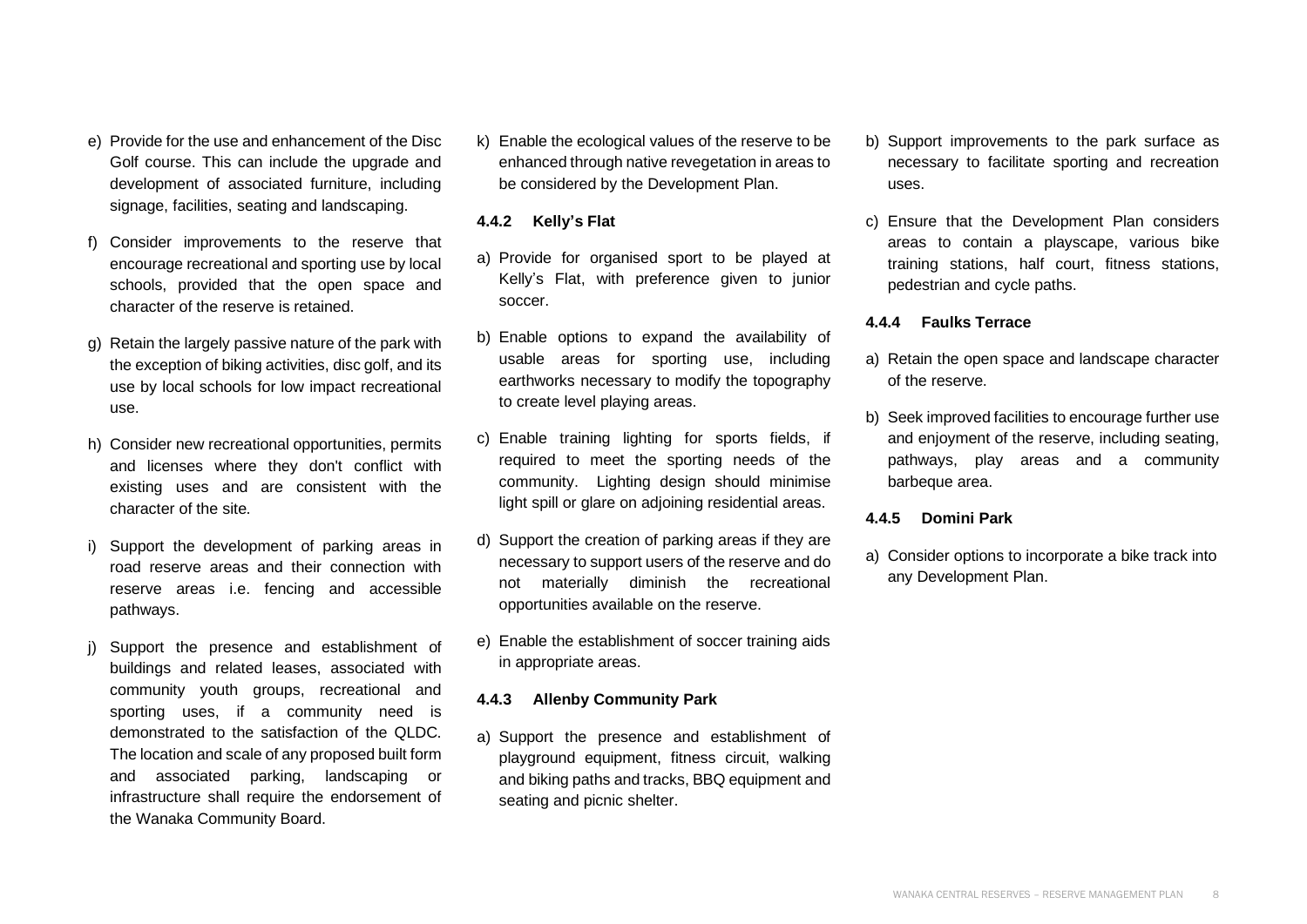e) Provide for the use and enhancement of the Disc Golf course. This can include the upgrade and development of associated furniture, including signage, facilities, seating and landscaping.

f) Consider improvements to the reserve that encourage recreational and sporting use by local schools, provided that the open space and character of the reserve is retained.

g) Retain the largely passive nature of the park with the exception of biking activities, disc golf, and its use by local schools for low impact recreational use.

h) Consider new recreational opportunities, permits and licenses where they don't conflict with existing uses and are consistent with the character of the site.

i) Support the development of parking areas in road reserve areas and their connection with reserve areas i.e. fencing and accessible pathways.

j) Support the presence and establishment of buildings and related leases, associated with community youth groups, recreational and sporting uses, if a community need is demonstrated to the satisfaction of the QLDC. The location and scale of any proposed built form and associated parking, landscaping or infrastructure shall require the endorsement of the Wanaka Community Board.

k) Enable the ecological values of the reserve to be enhanced through native revegetation in areas to be considered by the Development Plan.

#### 4.4.2 Kelly's Flat

a) Provide for organised sport to be played at Kelly's Flat, with preference given to junior soccer.

b) Enable options to expand the availability of usable areas for sporting use, including earthworks necessary to modify the topography to create level playing areas.

c) Enable training lighting for sports fields, if required to meet the sporting needs of the community. Lighting design should minimise light spill or glare on adjoining residential areas.

d) Support the creation of parking areas if they are necessary to support users of the reserve and do not materially diminish the recreational opportunities available on the reserve.

e) Enable the establishment of soccer training aids in appropriate areas.

#### 4.4.3 Allenby Community Park

a) Support the presence and establishment of playground equipment, fitness circuit, walking and biking paths and tracks, BBQ equipment and seating and picnic shelter.

b) Support improvements to the park surface as necessary to facilitate sporting and recreation uses.

c) Ensure that the Development Plan considers areas to contain a playscape, various bike training stations, half court, fitness stations, pedestrian and cycle paths.

#### 4.4.4 Faulks Terrace

a) Retain the open space and landscape character of the reserve.

b) Seek improved facilities to encourage further use and enjoyment of the reserve, including seating, pathways, play areas and a community barbeque area.

#### 4.4.5 Domini Park

a) Consider options to incorporate a bike track into any Development Plan.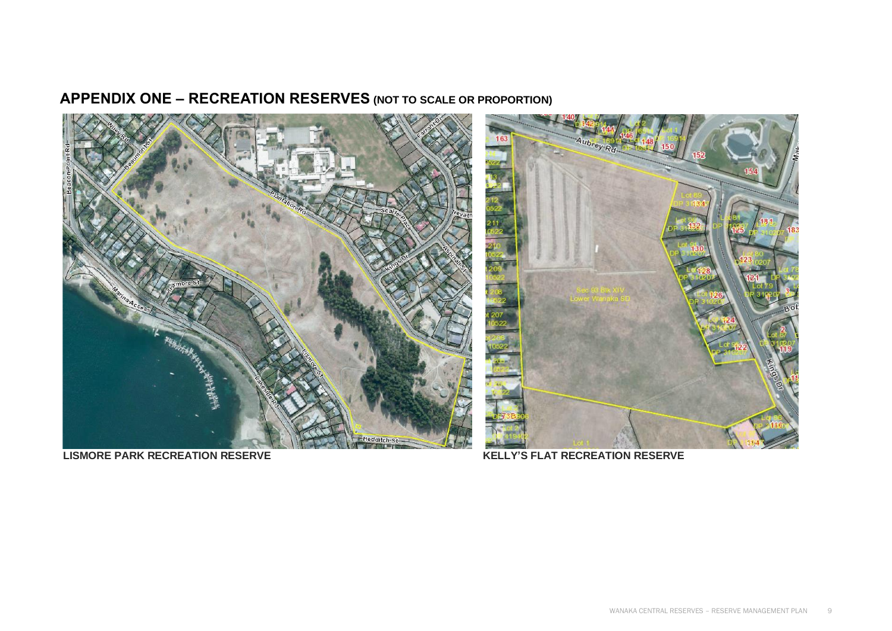## APPENDIX ONE – RECREATION RESERVES (NOT TO SCALE OR PROPORTION)

LISMORE PARK RECREATION RESERVE

KELLY'S FLAT RECREATION RESERVE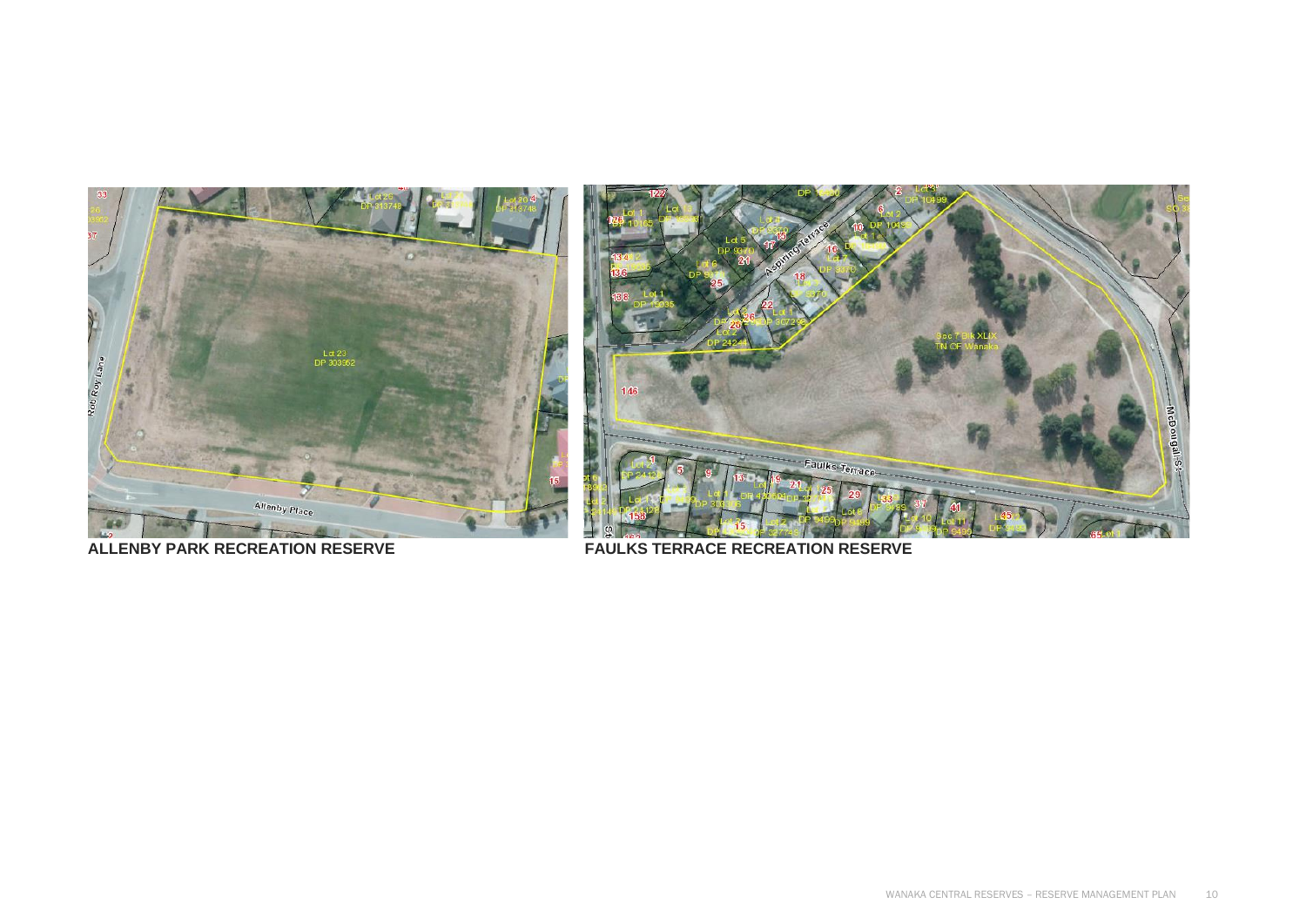ALLENBY PARK RECREATION RESERVE

FAULKS TERRACE RECREATION RESERVE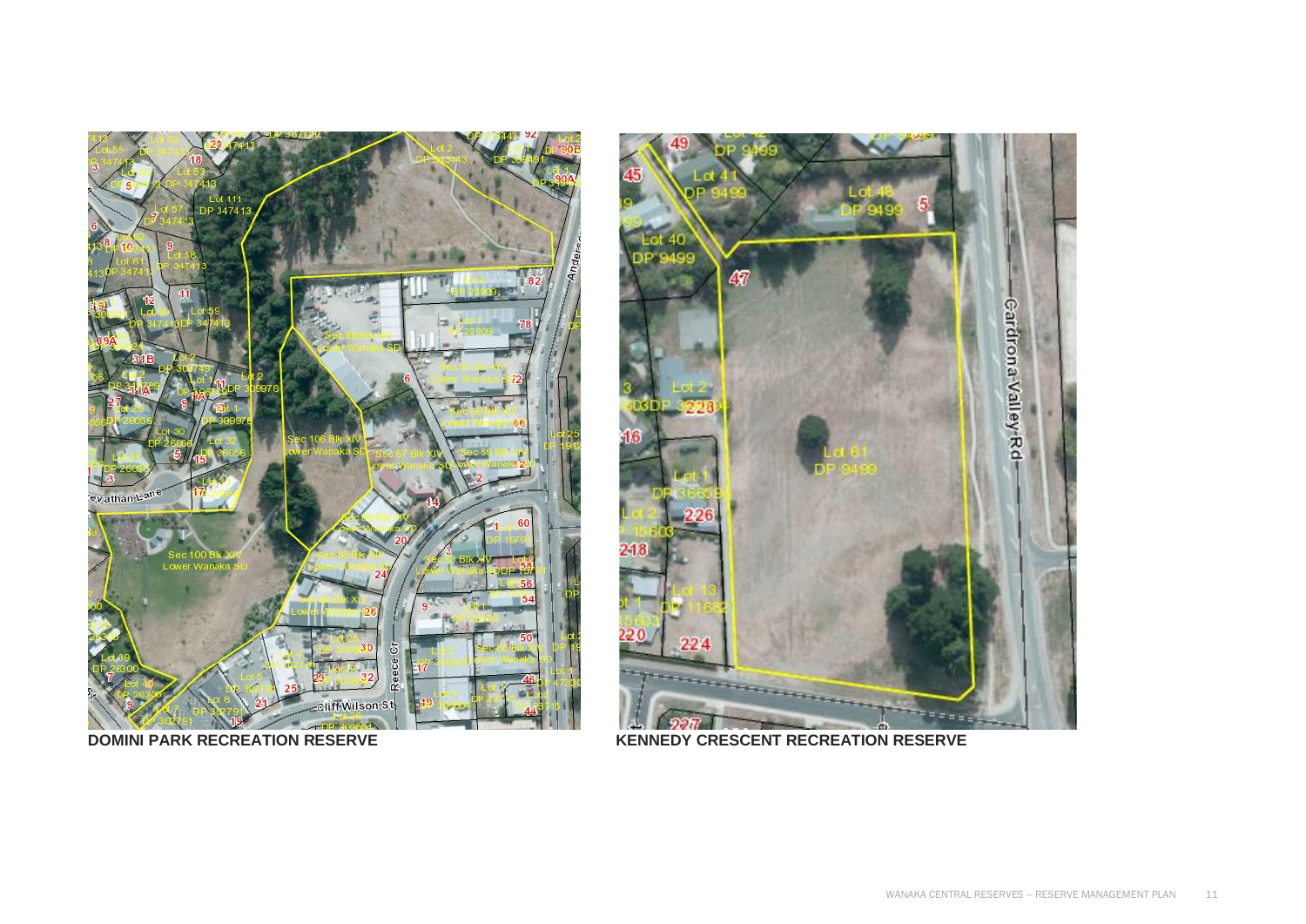**DOMINI PARK RECREATION RESERVE**

**KENNEDY CRESCENT RECREATION RESERVE**